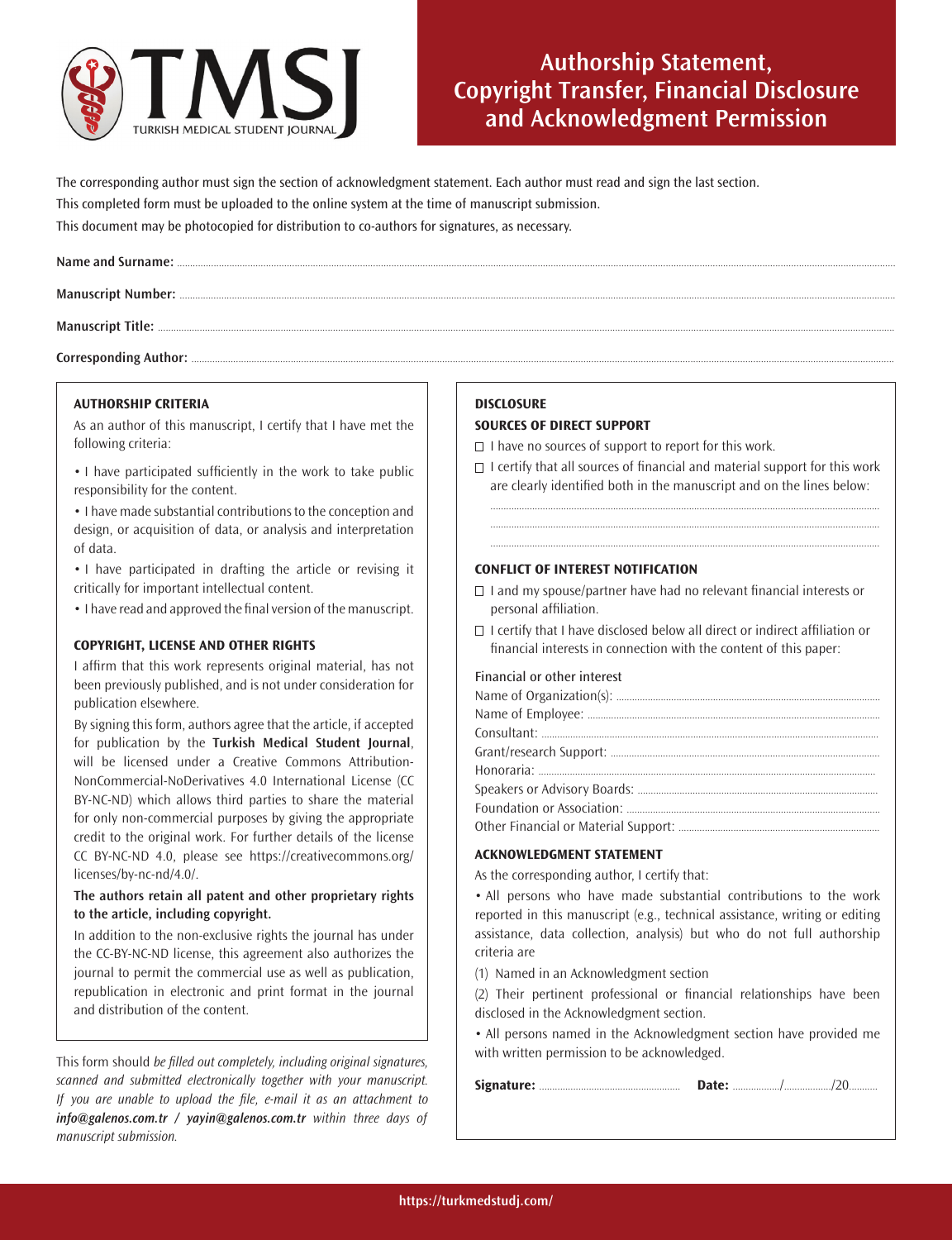# Authorship Statement, Copyright Transfer, Financial Disclosure and Acknowledgment Permission

TMSJ — TURKISH MEDICAL STUDENT JOURNAL

The corresponding author must sign the section of acknowledgment statement. Each author must read and sign the last section.

This completed form must be uploaded to the online system at the time of manuscript submission.

This document may be photocopied for distribution to co-authors for signatures, as necessary.

**Name and Surname:** ..............................................................

**Manuscript Number:** ..............................................................

**Manuscript Title:** ..............................................................

**Corresponding Author:** ..............................................................

### AUTHORSHIP CRITERIA

As an author of this manuscript, I certify that I have met the following criteria:

- I have participated sufficiently in the work to take public responsibility for the content.
- I have made substantial contributions to the conception and design, or acquisition of data, or analysis and interpretation of data.
- I have participated in drafting the article or revising it critically for important intellectual content.
- I have read and approved the final version of the manuscript.

### COPYRIGHT, LICENSE AND OTHER RIGHTS

I affirm that this work represents original material, has not been previously published, and is not under consideration for publication elsewhere.

By signing this form, authors agree that the article, if accepted for publication by the **Turkish Medical Student Journal**, will be licensed under a Creative Commons Attribution-NonCommercial-NoDerivatives 4.0 International License (CC BY-NC-ND) which allows third parties to share the material for only non-commercial purposes by giving the appropriate credit to the original work. For further details of the license CC BY-NC-ND 4.0, please see https://creativecommons.org/licenses/by-nc-nd/4.0/.

**The authors retain all patent and other proprietary rights to the article, including copyright.**

In addition to the non-exclusive rights the journal has under the CC-BY-NC-ND license, this agreement also authorizes the journal to permit the commercial use as well as publication, republication in electronic and print format in the journal and distribution of the content.

This form should *be filled out completely, including original signatures, scanned and submitted electronically together with your manuscript. If you are unable to upload the file, e-mail it as an attachment to* ***info@galenos.com.tr / yayin@galenos.com.tr*** *within three days of manuscript submission.*

### DISCLOSURE

### SOURCES OF DIRECT SUPPORT

- ☐ I have no sources of support to report for this work.
- ☐ I certify that all sources of financial and material support for this work are clearly identified both in the manuscript and on the lines below:

..............................................................

..............................................................

..............................................................

### CONFLICT OF INTEREST NOTIFICATION

- ☐ I and my spouse/partner have had no relevant financial interests or personal affiliation.
- ☐ I certify that I have disclosed below all direct or indirect affiliation or financial interests in connection with the content of this paper:

Financial or other interest

Name of Organization(s): ..............................................................

Name of Employee: ..............................................................

Consultant: ..............................................................

Grant/research Support: ..............................................................

Honoraria: ..............................................................

Speakers or Advisory Boards: ..............................................................

Foundation or Association: ..............................................................

Other Financial or Material Support: ..............................................................

### ACKNOWLEDGMENT STATEMENT

As the corresponding author, I certify that:

- All persons who have made substantial contributions to the work reported in this manuscript (e.g., technical assistance, writing or editing assistance, data collection, analysis) but who do not full authorship criteria are

(1) Named in an Acknowledgment section

(2) Their pertinent professional or financial relationships have been disclosed in the Acknowledgment section.

- All persons named in the Acknowledgment section have provided me with written permission to be acknowledged.

**Signature:** .............................. **Date:** ........../........../20........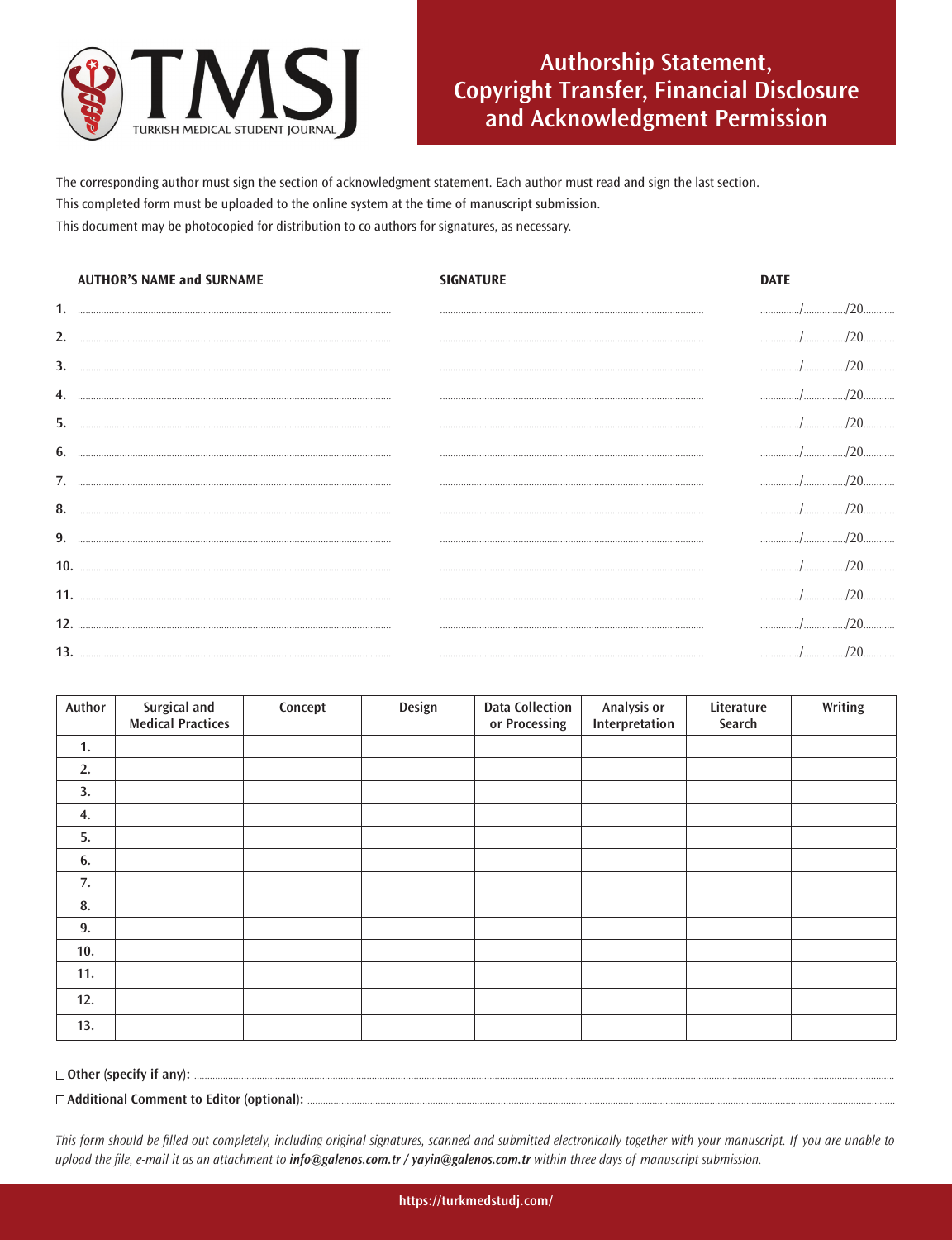TMS J TURKISH MEDICAL STUDENT JOURNAL

# Authorship Statement, Copyright Transfer, Financial Disclosure and Acknowledgment Permission

The corresponding author must sign the section of acknowledgment statement. Each author must read and sign the last section.

This completed form must be uploaded to the online system at the time of manuscript submission.

This document may be photocopied for distribution to co authors for signatures, as necessary.

| AUTHOR'S NAME and SURNAME | SIGNATURE | DATE |
|---|---|---|
| 1. ............ | ............ | ....../....../20...... |
| 2. ............ | ............ | ....../....../20...... |
| 3. ............ | ............ | ....../....../20...... |
| 4. ............ | ............ | ....../....../20...... |
| 5. ............ | ............ | ....../....../20...... |
| 6. ............ | ............ | ....../....../20...... |
| 7. ............ | ............ | ....../....../20...... |
| 8. ............ | ............ | ....../....../20...... |
| 9. ............ | ............ | ....../....../20...... |
| 10. ............ | ............ | ....../....../20...... |
| 11. ............ | ............ | ....../....../20...... |
| 12. ............ | ............ | ....../....../20...... |
| 13. ............ | ............ | ....../....../20...... |

| Author | Surgical and Medical Practices | Concept | Design | Data Collection or Processing | Analysis or Interpretation | Literature Search | Writing |
|---|---|---|---|---|---|---|---|
| 1. | | | | | | | |
| 2. | | | | | | | |
| 3. | | | | | | | |
| 4. | | | | | | | |
| 5. | | | | | | | |
| 6. | | | | | | | |
| 7. | | | | | | | |
| 8. | | | | | | | |
| 9. | | | | | | | |
| 10. | | | | | | | |
| 11. | | | | | | | |
| 12. | | | | | | | |
| 13. | | | | | | | |

☐ **Other (specify if any):** ............

☐ **Additional Comment to Editor (optional):** ............

*This form should be filled out completely, including original signatures, scanned and submitted electronically together with your manuscript. If you are unable to upload the file, e-mail it as an attachment to* ***info@galenos.com.tr / yayin@galenos.com.tr*** *within three days of manuscript submission.*

https://turkmedstudj.com/